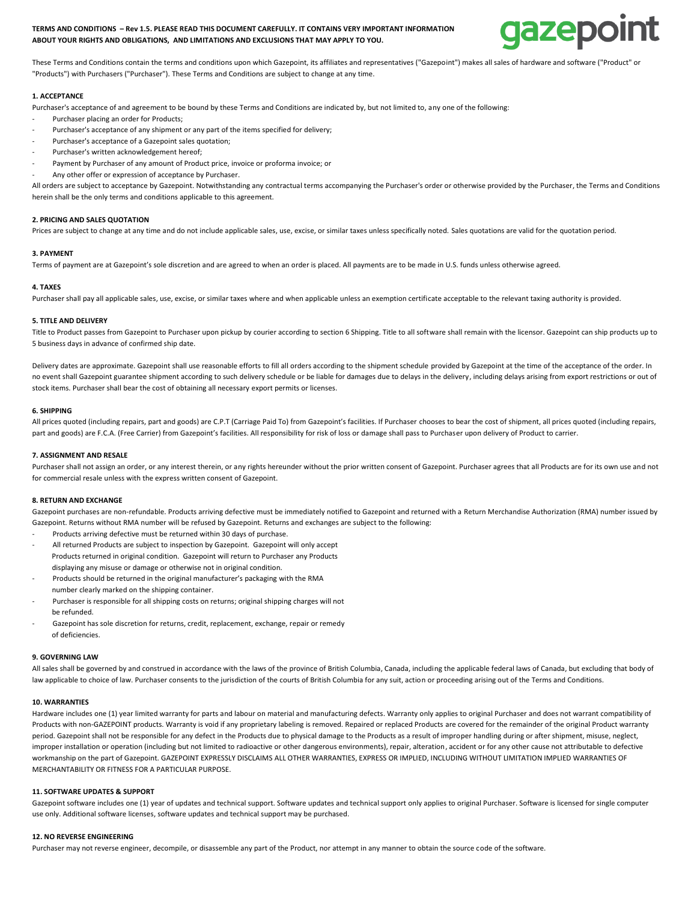**TERMS AND CONDITIONS – Rev 1.5. PLEASE READ THIS DOCUMENT CAREFULLY. IT CONTAINS VERY IMPORTANT INFORMATION ABOUT YOUR RIGHTS AND OBLIGATIONS, AND LIMITATIONS AND EXCLUSIONS THAT MAY APPLY TO YOU.**

gazepoint

These Terms and Conditions contain the terms and conditions upon which Gazepoint, its affiliates and representatives ("Gazepoint") makes all sales of hardware and software ("Product" or "Products") with Purchasers ("Purchaser"). These Terms and Conditions are subject to change at any time.

### 1. ACCEPTANCE

Purchaser's acceptance of and agreement to be bound by these Terms and Conditions are indicated by, but not limited to, any one of the following:

- Purchaser placing an order for Products;
- Purchaser's acceptance of any shipment or any part of the items specified for delivery;
- Purchaser's acceptance of a Gazepoint sales quotation;
- Purchaser's written acknowledgement hereof;
- Payment by Purchaser of any amount of Product price, invoice or proforma invoice; or
- Any other offer or expression of acceptance by Purchaser.

All orders are subject to acceptance by Gazepoint. Notwithstanding any contractual terms accompanying the Purchaser's order or otherwise provided by the Purchaser, the Terms and Conditions herein shall be the only terms and conditions applicable to this agreement.

### 2. PRICING AND SALES QUOTATION

Prices are subject to change at any time and do not include applicable sales, use, excise, or similar taxes unless specifically noted. Sales quotations are valid for the quotation period.

### 3. PAYMENT

Terms of payment are at Gazepoint's sole discretion and are agreed to when an order is placed. All payments are to be made in U.S. funds unless otherwise agreed.

### 4. TAXES

Purchaser shall pay all applicable sales, use, excise, or similar taxes where and when applicable unless an exemption certificate acceptable to the relevant taxing authority is provided.

### 5. TITLE AND DELIVERY

Title to Product passes from Gazepoint to Purchaser upon pickup by courier according to section 6 Shipping. Title to all software shall remain with the licensor. Gazepoint can ship products up to 5 business days in advance of confirmed ship date.

Delivery dates are approximate. Gazepoint shall use reasonable efforts to fill all orders according to the shipment schedule provided by Gazepoint at the time of the acceptance of the order. In no event shall Gazepoint guarantee shipment according to such delivery schedule or be liable for damages due to delays in the delivery, including delays arising from export restrictions or out of stock items. Purchaser shall bear the cost of obtaining all necessary export permits or licenses.

### 6. SHIPPING

All prices quoted (including repairs, part and goods) are C.P.T (Carriage Paid To) from Gazepoint's facilities. If Purchaser chooses to bear the cost of shipment, all prices quoted (including repairs, part and goods) are F.C.A. (Free Carrier) from Gazepoint's facilities. All responsibility for risk of loss or damage shall pass to Purchaser upon delivery of Product to carrier.

### 7. ASSIGNMENT AND RESALE

Purchaser shall not assign an order, or any interest therein, or any rights hereunder without the prior written consent of Gazepoint. Purchaser agrees that all Products are for its own use and not for commercial resale unless with the express written consent of Gazepoint.

### 8. RETURN AND EXCHANGE

Gazepoint purchases are non-refundable. Products arriving defective must be immediately notified to Gazepoint and returned with a Return Merchandise Authorization (RMA) number issued by Gazepoint. Returns without RMA number will be refused by Gazepoint. Returns and exchanges are subject to the following:

- Products arriving defective must be returned within 30 days of purchase.
- All returned Products are subject to inspection by Gazepoint. Gazepoint will only accept Products returned in original condition. Gazepoint will return to Purchaser any Products displaying any misuse or damage or otherwise not in original condition.
- Products should be returned in the original manufacturer's packaging with the RMA number clearly marked on the shipping container.
- Purchaser is responsible for all shipping costs on returns; original shipping charges will not be refunded.
- Gazepoint has sole discretion for returns, credit, replacement, exchange, repair or remedy of deficiencies.

### 9. GOVERNING LAW

All sales shall be governed by and construed in accordance with the laws of the province of British Columbia, Canada, including the applicable federal laws of Canada, but excluding that body of law applicable to choice of law. Purchaser consents to the jurisdiction of the courts of British Columbia for any suit, action or proceeding arising out of the Terms and Conditions.

### 10. WARRANTIES

Hardware includes one (1) year limited warranty for parts and labour on material and manufacturing defects. Warranty only applies to original Purchaser and does not warrant compatibility of Products with non-GAZEPOINT products. Warranty is void if any proprietary labeling is removed. Repaired or replaced Products are covered for the remainder of the original Product warranty period. Gazepoint shall not be responsible for any defect in the Products due to physical damage to the Products as a result of improper handling during or after shipment, misuse, neglect, improper installation or operation (including but not limited to radioactive or other dangerous environments), repair, alteration, accident or for any other cause not attributable to defective workmanship on the part of Gazepoint. GAZEPOINT EXPRESSLY DISCLAIMS ALL OTHER WARRANTIES, EXPRESS OR IMPLIED, INCLUDING WITHOUT LIMITATION IMPLIED WARRANTIES OF MERCHANTABILITY OR FITNESS FOR A PARTICULAR PURPOSE.

### 11. SOFTWARE UPDATES & SUPPORT

Gazepoint software includes one (1) year of updates and technical support. Software updates and technical support only applies to original Purchaser. Software is licensed for single computer use only. Additional software licenses, software updates and technical support may be purchased.

### 12. NO REVERSE ENGINEERING

Purchaser may not reverse engineer, decompile, or disassemble any part of the Product, nor attempt in any manner to obtain the source code of the software.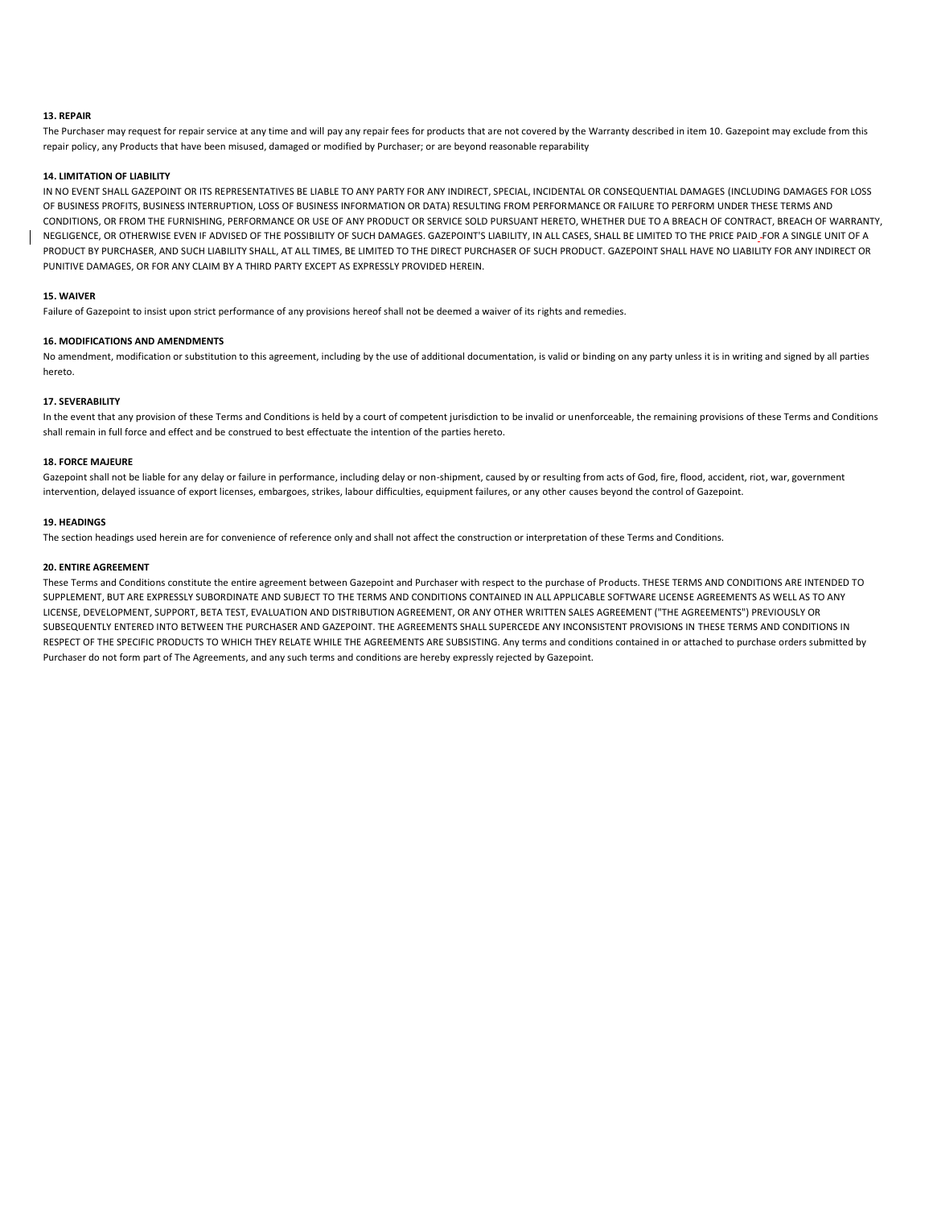**13. REPAIR**

The Purchaser may request for repair service at any time and will pay any repair fees for products that are not covered by the Warranty described in item 10. Gazepoint may exclude from this repair policy, any Products that have been misused, damaged or modified by Purchaser; or are beyond reasonable reparability

**14. LIMITATION OF LIABILITY**

IN NO EVENT SHALL GAZEPOINT OR ITS REPRESENTATIVES BE LIABLE TO ANY PARTY FOR ANY INDIRECT, SPECIAL, INCIDENTAL OR CONSEQUENTIAL DAMAGES (INCLUDING DAMAGES FOR LOSS OF BUSINESS PROFITS, BUSINESS INTERRUPTION, LOSS OF BUSINESS INFORMATION OR DATA) RESULTING FROM PERFORMANCE OR FAILURE TO PERFORM UNDER THESE TERMS AND CONDITIONS, OR FROM THE FURNISHING, PERFORMANCE OR USE OF ANY PRODUCT OR SERVICE SOLD PURSUANT HERETO, WHETHER DUE TO A BREACH OF CONTRACT, BREACH OF WARRANTY, NEGLIGENCE, OR OTHERWISE EVEN IF ADVISED OF THE POSSIBILITY OF SUCH DAMAGES. GAZEPOINT'S LIABILITY, IN ALL CASES, SHALL BE LIMITED TO THE PRICE PAID FOR A SINGLE UNIT OF A PRODUCT BY PURCHASER, AND SUCH LIABILITY SHALL, AT ALL TIMES, BE LIMITED TO THE DIRECT PURCHASER OF SUCH PRODUCT. GAZEPOINT SHALL HAVE NO LIABILITY FOR ANY INDIRECT OR PUNITIVE DAMAGES, OR FOR ANY CLAIM BY A THIRD PARTY EXCEPT AS EXPRESSLY PROVIDED HEREIN.

**15. WAIVER**

Failure of Gazepoint to insist upon strict performance of any provisions hereof shall not be deemed a waiver of its rights and remedies.

**16. MODIFICATIONS AND AMENDMENTS**

No amendment, modification or substitution to this agreement, including by the use of additional documentation, is valid or binding on any party unless it is in writing and signed by all parties hereto.

**17. SEVERABILITY**

In the event that any provision of these Terms and Conditions is held by a court of competent jurisdiction to be invalid or unenforceable, the remaining provisions of these Terms and Conditions shall remain in full force and effect and be construed to best effectuate the intention of the parties hereto.

**18. FORCE MAJEURE**

Gazepoint shall not be liable for any delay or failure in performance, including delay or non-shipment, caused by or resulting from acts of God, fire, flood, accident, riot, war, government intervention, delayed issuance of export licenses, embargoes, strikes, labour difficulties, equipment failures, or any other causes beyond the control of Gazepoint.

**19. HEADINGS**

The section headings used herein are for convenience of reference only and shall not affect the construction or interpretation of these Terms and Conditions.

**20. ENTIRE AGREEMENT**

These Terms and Conditions constitute the entire agreement between Gazepoint and Purchaser with respect to the purchase of Products. THESE TERMS AND CONDITIONS ARE INTENDED TO SUPPLEMENT, BUT ARE EXPRESSLY SUBORDINATE AND SUBJECT TO THE TERMS AND CONDITIONS CONTAINED IN ALL APPLICABLE SOFTWARE LICENSE AGREEMENTS AS WELL AS TO ANY LICENSE, DEVELOPMENT, SUPPORT, BETA TEST, EVALUATION AND DISTRIBUTION AGREEMENT, OR ANY OTHER WRITTEN SALES AGREEMENT ("THE AGREEMENTS") PREVIOUSLY OR SUBSEQUENTLY ENTERED INTO BETWEEN THE PURCHASER AND GAZEPOINT. THE AGREEMENTS SHALL SUPERCEDE ANY INCONSISTENT PROVISIONS IN THESE TERMS AND CONDITIONS IN RESPECT OF THE SPECIFIC PRODUCTS TO WHICH THEY RELATE WHILE THE AGREEMENTS ARE SUBSISTING. Any terms and conditions contained in or attached to purchase orders submitted by Purchaser do not form part of The Agreements, and any such terms and conditions are hereby expressly rejected by Gazepoint.